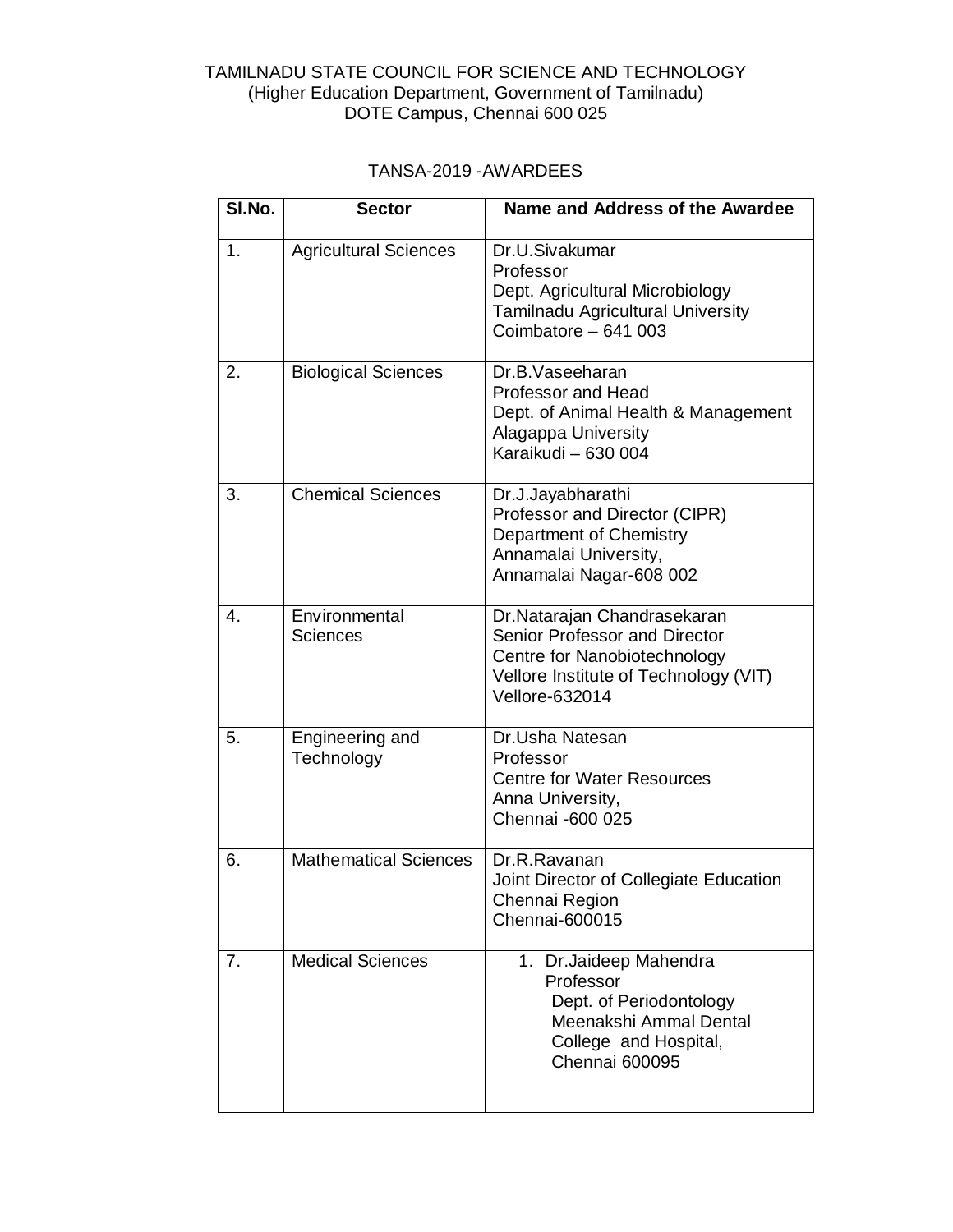TAMILNADU STATE COUNCIL FOR SCIENCE AND TECHNOLOGY
(Higher Education Department, Government of Tamilnadu)
DOTE Campus, Chennai 600 025

## TANSA-2019 -AWARDEES

| Sl.No. | Sector | Name and Address of the Awardee |
|---|---|---|
| 1. | Agricultural Sciences | Dr.U.Sivakumar<br>Professor<br>Dept. Agricultural Microbiology<br>Tamilnadu Agricultural University<br>Coimbatore – 641 003 |
| 2. | Biological Sciences | Dr.B.Vaseeharan<br>Professor and Head<br>Dept. of Animal Health & Management<br>Alagappa University<br>Karaikudi – 630 004 |
| 3. | Chemical Sciences | Dr.J.Jayabharathi<br>Professor and Director (CIPR)<br>Department of Chemistry<br>Annamalai University,<br>Annamalai Nagar-608 002 |
| 4. | Environmental Sciences | Dr.Natarajan Chandrasekaran<br>Senior Professor and Director<br>Centre for Nanobiotechnology<br>Vellore Institute of Technology (VIT)<br>Vellore-632014 |
| 5. | Engineering and Technology | Dr.Usha Natesan<br>Professor<br>Centre for Water Resources<br>Anna University,<br>Chennai -600 025 |
| 6. | Mathematical Sciences | Dr.R.Ravanan<br>Joint Director of Collegiate Education<br>Chennai Region<br>Chennai-600015 |
| 7. | Medical Sciences | 1. Dr.Jaideep Mahendra<br>Professor<br>Dept. of Periodontology<br>Meenakshi Ammal Dental College and Hospital,<br>Chennai 600095 |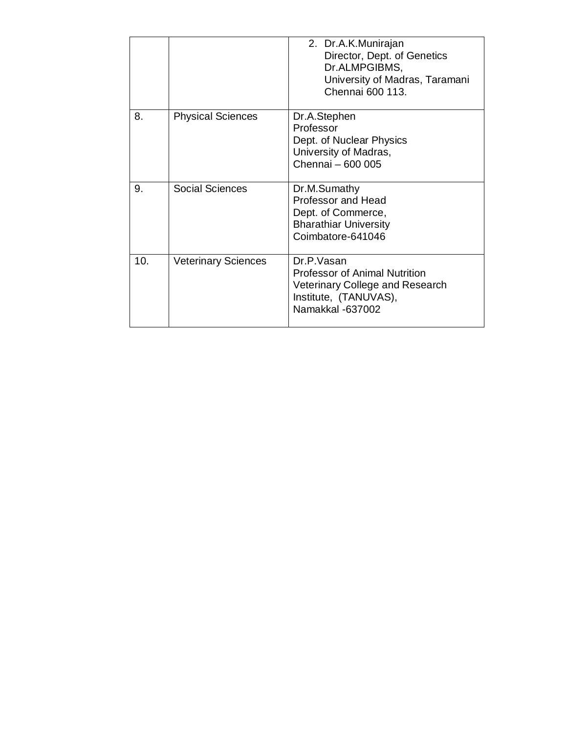| | | |
|---|---|---|
| | | 2. Dr.A.K.Munirajan<br>Director, Dept. of Genetics<br>Dr.ALMPGIBMS,<br>University of Madras, Taramani<br>Chennai 600 113. |
| 8. | Physical Sciences | Dr.A.Stephen<br>Professor<br>Dept. of Nuclear Physics<br>University of Madras,<br>Chennai – 600 005 |
| 9. | Social Sciences | Dr.M.Sumathy<br>Professor and Head<br>Dept. of Commerce,<br>Bharathiar University<br>Coimbatore-641046 |
| 10. | Veterinary Sciences | Dr.P.Vasan<br>Professor of Animal Nutrition<br>Veterinary College and Research<br>Institute, (TANUVAS),<br>Namakkal -637002 |